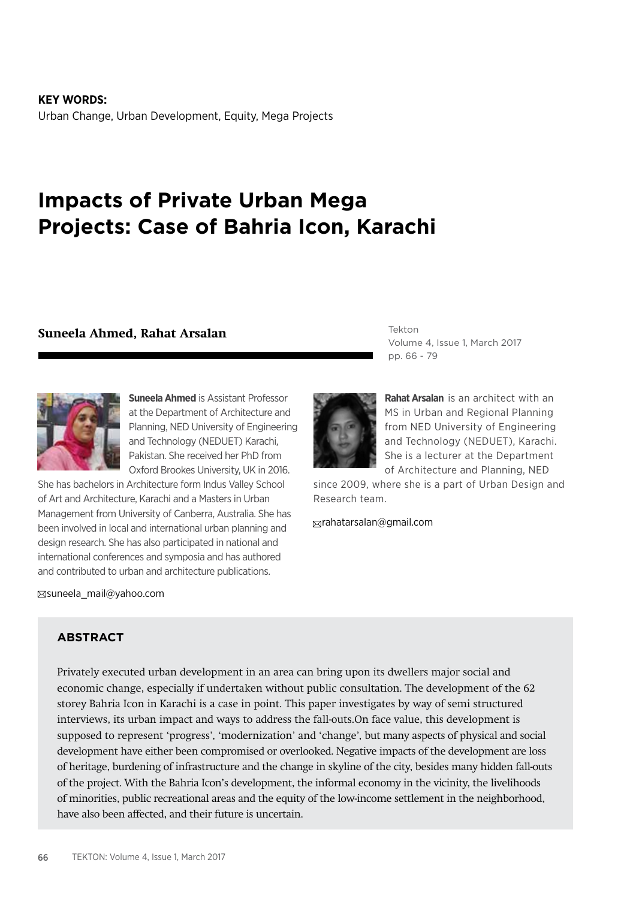**KEY WORDS:**
Urban Change, Urban Development, Equity, Mega Projects

# Impacts of Private Urban Mega Projects: Case of Bahria Icon, Karachi

**Suneela Ahmed, Rahat Arsalan**

Tekton
Volume 4, Issue 1, March 2017
pp. 66 - 79

**Suneela Ahmed** is Assistant Professor at the Department of Architecture and Planning, NED University of Engineering and Technology (NEDUET) Karachi, Pakistan. She received her PhD from Oxford Brookes University, UK in 2016. She has bachelors in Architecture form Indus Valley School of Art and Architecture, Karachi and a Masters in Urban Management from University of Canberra, Australia. She has been involved in local and international urban planning and design research. She has also participated in national and international conferences and symposia and has authored and contributed to urban and architecture publications.

suneela_mail@yahoo.com

**Rahat Arsalan** is an architect with an MS in Urban and Regional Planning from NED University of Engineering and Technology (NEDUET), Karachi. She is a lecturer at the Department of Architecture and Planning, NED since 2009, where she is a part of Urban Design and Research team.

rahatarsalan@gmail.com

## ABSTRACT

Privately executed urban development in an area can bring upon its dwellers major social and economic change, especially if undertaken without public consultation. The development of the 62 storey Bahria Icon in Karachi is a case in point. This paper investigates by way of semi structured interviews, its urban impact and ways to address the fall-outs.On face value, this development is supposed to represent 'progress', 'modernization' and 'change', but many aspects of physical and social development have either been compromised or overlooked. Negative impacts of the development are loss of heritage, burdening of infrastructure and the change in skyline of the city, besides many hidden fall-outs of the project. With the Bahria Icon's development, the informal economy in the vicinity, the livelihoods of minorities, public recreational areas and the equity of the low-income settlement in the neighborhood, have also been affected, and their future is uncertain.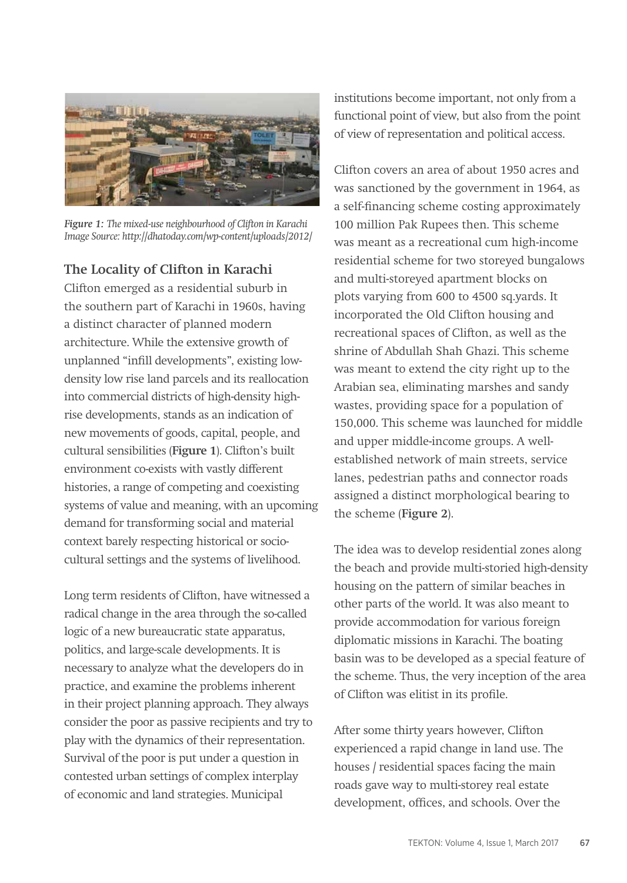*Figure 1: The mixed-use neighbourhood of Clifton in Karachi Image Source: http://dhatoday.com/wp-content/uploads/2012/*

## The Locality of Clifton in Karachi

Clifton emerged as a residential suburb in the southern part of Karachi in 1960s, having a distinct character of planned modern architecture. While the extensive growth of unplanned "infill developments", existing low-density low rise land parcels and its reallocation into commercial districts of high-density high-rise developments, stands as an indication of new movements of goods, capital, people, and cultural sensibilities (**Figure 1**). Clifton's built environment co-exists with vastly different histories, a range of competing and coexisting systems of value and meaning, with an upcoming demand for transforming social and material context barely respecting historical or socio-cultural settings and the systems of livelihood.

Long term residents of Clifton, have witnessed a radical change in the area through the so-called logic of a new bureaucratic state apparatus, politics, and large-scale developments. It is necessary to analyze what the developers do in practice, and examine the problems inherent in their project planning approach. They always consider the poor as passive recipients and try to play with the dynamics of their representation. Survival of the poor is put under a question in contested urban settings of complex interplay of economic and land strategies. Municipal institutions become important, not only from a functional point of view, but also from the point of view of representation and political access.

Clifton covers an area of about 1950 acres and was sanctioned by the government in 1964, as a self-financing scheme costing approximately 100 million Pak Rupees then. This scheme was meant as a recreational cum high-income residential scheme for two storeyed bungalows and multi-storeyed apartment blocks on plots varying from 600 to 4500 sq.yards. It incorporated the Old Clifton housing and recreational spaces of Clifton, as well as the shrine of Abdullah Shah Ghazi. This scheme was meant to extend the city right up to the Arabian sea, eliminating marshes and sandy wastes, providing space for a population of 150,000. This scheme was launched for middle and upper middle-income groups. A well-established network of main streets, service lanes, pedestrian paths and connector roads assigned a distinct morphological bearing to the scheme (**Figure 2**).

The idea was to develop residential zones along the beach and provide multi-storied high-density housing on the pattern of similar beaches in other parts of the world. It was also meant to provide accommodation for various foreign diplomatic missions in Karachi. The boating basin was to be developed as a special feature of the scheme. Thus, the very inception of the area of Clifton was elitist in its profile.

After some thirty years however, Clifton experienced a rapid change in land use. The houses / residential spaces facing the main roads gave way to multi-storey real estate development, offices, and schools. Over the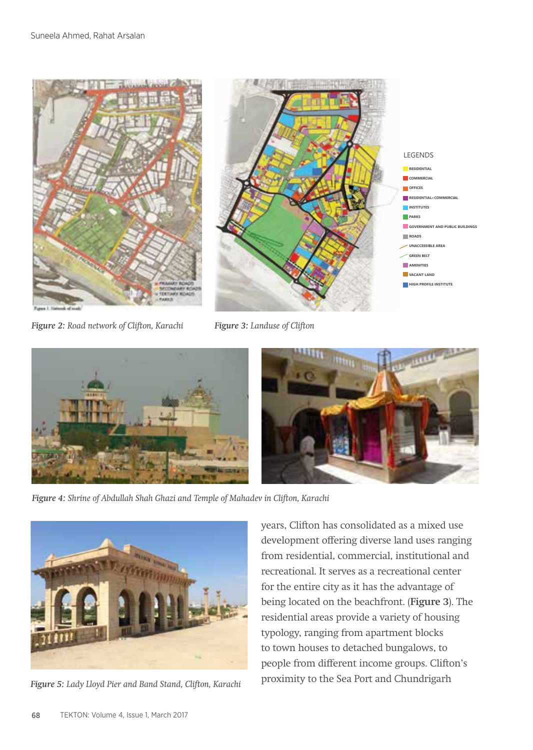LEGENDS

- RESIDENTIAL
- COMMERCIAL
- OFFICES
- RESIDENTIAL+COMMERCIAL
- INSTITUTES
- PARKS
- GOVERNMENT AND PUBLIC BUILDINGS
- ROADS
- UNACCESSIBLE AREA
- GREEN BELT
- AMENITIES
- VACANT LAND
- HIGH PROFILE INSTITUTE

*Figure 2: Road network of Clifton, Karachi*

*Figure 3: Landuse of Clifton*

*Figure 4: Shrine of Abdullah Shah Ghazi and Temple of Mahadev in Clifton, Karachi*

*Figure 5: Lady Lloyd Pier and Band Stand, Clifton, Karachi*

years, Clifton has consolidated as a mixed use development offering diverse land uses ranging from residential, commercial, institutional and recreational. It serves as a recreational center for the entire city as it has the advantage of being located on the beachfront. (**Figure 3**). The residential areas provide a variety of housing typology, ranging from apartment blocks to town houses to detached bungalows, to people from different income groups. Clifton's proximity to the Sea Port and Chundrigarh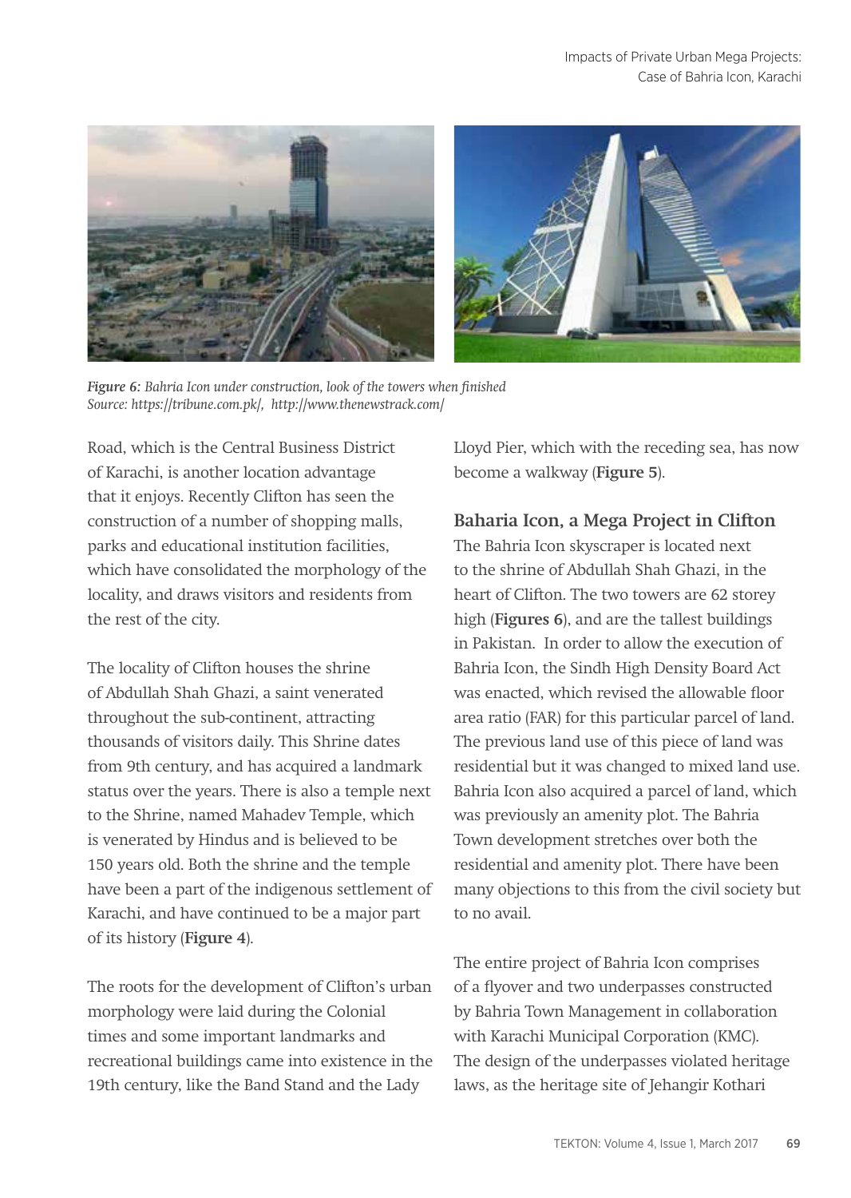*Figure 6: Bahria Icon under construction, look of the towers when finished*
*Source: https://tribune.com.pk/, http://www.thenewstrack.com/*

Road, which is the Central Business District of Karachi, is another location advantage that it enjoys. Recently Clifton has seen the construction of a number of shopping malls, parks and educational institution facilities, which have consolidated the morphology of the locality, and draws visitors and residents from the rest of the city.

The locality of Clifton houses the shrine of Abdullah Shah Ghazi, a saint venerated throughout the sub-continent, attracting thousands of visitors daily. This Shrine dates from 9th century, and has acquired a landmark status over the years. There is also a temple next to the Shrine, named Mahadev Temple, which is venerated by Hindus and is believed to be 150 years old. Both the shrine and the temple have been a part of the indigenous settlement of Karachi, and have continued to be a major part of its history (**Figure 4**).

The roots for the development of Clifton's urban morphology were laid during the Colonial times and some important landmarks and recreational buildings came into existence in the 19th century, like the Band Stand and the Lady Lloyd Pier, which with the receding sea, has now become a walkway (**Figure 5**).

## Baharia Icon, a Mega Project in Clifton

The Bahria Icon skyscraper is located next to the shrine of Abdullah Shah Ghazi, in the heart of Clifton. The two towers are 62 storey high (**Figures 6**), and are the tallest buildings in Pakistan. In order to allow the execution of Bahria Icon, the Sindh High Density Board Act was enacted, which revised the allowable floor area ratio (FAR) for this particular parcel of land. The previous land use of this piece of land was residential but it was changed to mixed land use. Bahria Icon also acquired a parcel of land, which was previously an amenity plot. The Bahria Town development stretches over both the residential and amenity plot. There have been many objections to this from the civil society but to no avail.

The entire project of Bahria Icon comprises of a flyover and two underpasses constructed by Bahria Town Management in collaboration with Karachi Municipal Corporation (KMC). The design of the underpasses violated heritage laws, as the heritage site of Jehangir Kothari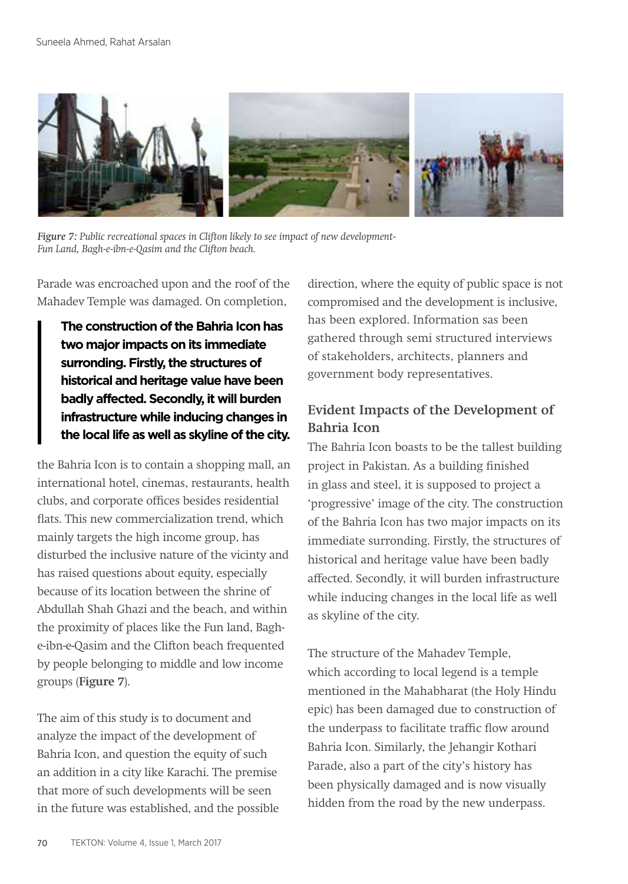*Figure 7: Public recreational spaces in Clifton likely to see impact of new development- Fun Land, Bagh-e-ibn-e-Qasim and the Clifton beach.*

Parade was encroached upon and the roof of the Mahadev Temple was damaged. On completion, the Bahria Icon is to contain a shopping mall, an international hotel, cinemas, restaurants, health clubs, and corporate offices besides residential flats. This new commercialization trend, which mainly targets the high income group, has disturbed the inclusive nature of the vicinty and has raised questions about equity, especially because of its location between the shrine of Abdullah Shah Ghazi and the beach, and within the proximity of places like the Fun land, Bagh-e-ibn-e-Qasim and the Clifton beach frequented by people belonging to middle and low income groups (**Figure 7**).

> **The construction of the Bahria Icon has two major impacts on its immediate surronding. Firstly, the structures of historical and heritage value have been badly affected. Secondly, it will burden infrastructure while inducing changes in the local life as well as skyline of the city.**

The aim of this study is to document and analyze the impact of the development of Bahria Icon, and question the equity of such an addition in a city like Karachi. The premise that more of such developments will be seen in the future was established, and the possible direction, where the equity of public space is not compromised and the development is inclusive, has been explored. Information sas been gathered through semi structured interviews of stakeholders, architects, planners and government body representatives.

## Evident Impacts of the Development of Bahria Icon

The Bahria Icon boasts to be the tallest building project in Pakistan. As a building finished in glass and steel, it is supposed to project a 'progressive' image of the city. The construction of the Bahria Icon has two major impacts on its immediate surronding. Firstly, the structures of historical and heritage value have been badly affected. Secondly, it will burden infrastructure while inducing changes in the local life as well as skyline of the city.

The structure of the Mahadev Temple, which according to local legend is a temple mentioned in the Mahabharat (the Holy Hindu epic) has been damaged due to construction of the underpass to facilitate traffic flow around Bahria Icon. Similarly, the Jehangir Kothari Parade, also a part of the city's history has been physically damaged and is now visually hidden from the road by the new underpass.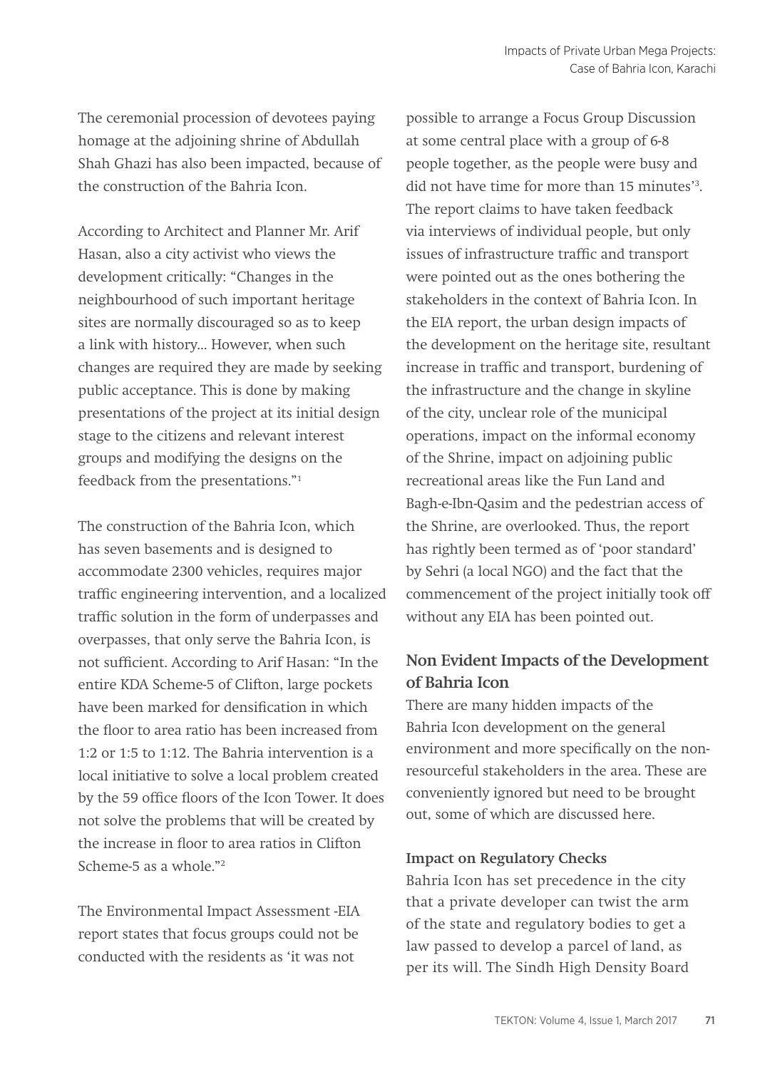The ceremonial procession of devotees paying homage at the adjoining shrine of Abdullah Shah Ghazi has also been impacted, because of the construction of the Bahria Icon.

According to Architect and Planner Mr. Arif Hasan, also a city activist who views the development critically: "Changes in the neighbourhood of such important heritage sites are normally discouraged so as to keep a link with history... However, when such changes are required they are made by seeking public acceptance. This is done by making presentations of the project at its initial design stage to the citizens and relevant interest groups and modifying the designs on the feedback from the presentations."[1]

The construction of the Bahria Icon, which has seven basements and is designed to accommodate 2300 vehicles, requires major traffic engineering intervention, and a localized traffic solution in the form of underpasses and overpasses, that only serve the Bahria Icon, is not sufficient. According to Arif Hasan: "In the entire KDA Scheme-5 of Clifton, large pockets have been marked for densification in which the floor to area ratio has been increased from 1:2 or 1:5 to 1:12. The Bahria intervention is a local initiative to solve a local problem created by the 59 office floors of the Icon Tower. It does not solve the problems that will be created by the increase in floor to area ratios in Clifton Scheme-5 as a whole."[2]

The Environmental Impact Assessment -EIA report states that focus groups could not be conducted with the residents as 'it was not possible to arrange a Focus Group Discussion at some central place with a group of 6-8 people together, as the people were busy and did not have time for more than 15 minutes'[3]. The report claims to have taken feedback via interviews of individual people, but only issues of infrastructure traffic and transport were pointed out as the ones bothering the stakeholders in the context of Bahria Icon. In the EIA report, the urban design impacts of the development on the heritage site, resultant increase in traffic and transport, burdening of the infrastructure and the change in skyline of the city, unclear role of the municipal operations, impact on the informal economy of the Shrine, impact on adjoining public recreational areas like the Fun Land and Bagh-e-Ibn-Qasim and the pedestrian access of the Shrine, are overlooked. Thus, the report has rightly been termed as of 'poor standard' by Sehri (a local NGO) and the fact that the commencement of the project initially took off without any EIA has been pointed out.

## Non Evident Impacts of the Development of Bahria Icon

There are many hidden impacts of the Bahria Icon development on the general environment and more specifically on the non-resourceful stakeholders in the area. These are conveniently ignored but need to be brought out, some of which are discussed here.

### Impact on Regulatory Checks

Bahria Icon has set precedence in the city that a private developer can twist the arm of the state and regulatory bodies to get a law passed to develop a parcel of land, as per its will. The Sindh High Density Board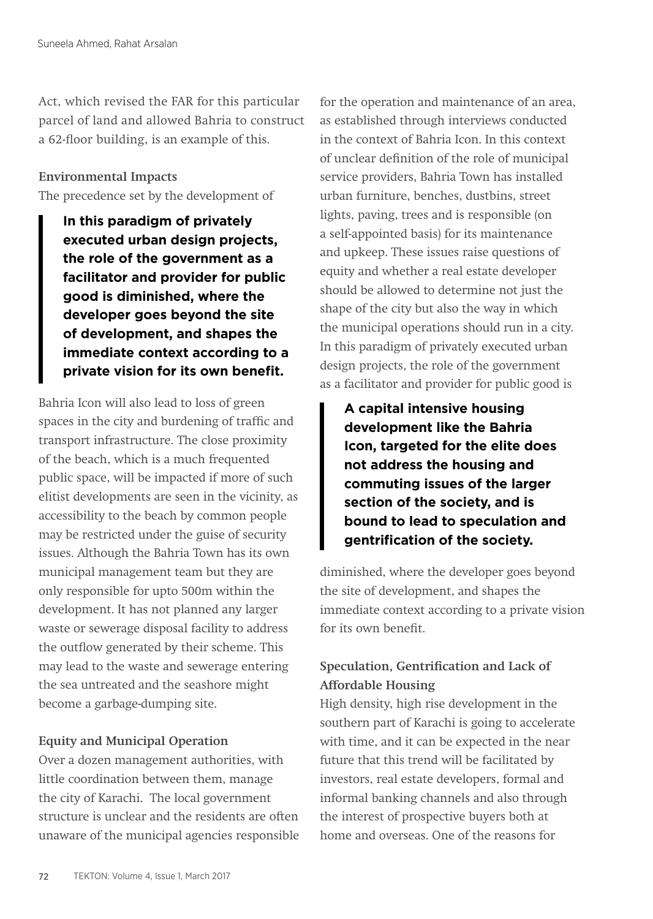Act, which revised the FAR for this particular parcel of land and allowed Bahria to construct a 62-floor building, is an example of this.

**Environmental Impacts**

The precedence set by the development of Bahria Icon will also lead to loss of green spaces in the city and burdening of traffic and transport infrastructure. The close proximity of the beach, which is a much frequented public space, will be impacted if more of such elitist developments are seen in the vicinity, as accessibility to the beach by common people may be restricted under the guise of security issues. Although the Bahria Town has its own municipal management team but they are only responsible for upto 500m within the development. It has not planned any larger waste or sewerage disposal facility to address the outflow generated by their scheme. This may lead to the waste and sewerage entering the sea untreated and the seashore might become a garbage-dumping site.

> **In this paradigm of privately executed urban design projects, the role of the government as a facilitator and provider for public good is diminished, where the developer goes beyond the site of development, and shapes the immediate context according to a private vision for its own benefit.**

**Equity and Municipal Operation**

Over a dozen management authorities, with little coordination between them, manage the city of Karachi. The local government structure is unclear and the residents are often unaware of the municipal agencies responsible for the operation and maintenance of an area, as established through interviews conducted in the context of Bahria Icon. In this context of unclear definition of the role of municipal service providers, Bahria Town has installed urban furniture, benches, dustbins, street lights, paving, trees and is responsible (on a self-appointed basis) for its maintenance and upkeep. These issues raise questions of equity and whether a real estate developer should be allowed to determine not just the shape of the city but also the way in which the municipal operations should run in a city. In this paradigm of privately executed urban design projects, the role of the government as a facilitator and provider for public good is diminished, where the developer goes beyond the site of development, and shapes the immediate context according to a private vision for its own benefit.

> **A capital intensive housing development like the Bahria Icon, targeted for the elite does not address the housing and commuting issues of the larger section of the society, and is bound to lead to speculation and gentrification of the society.**

**Speculation, Gentrification and Lack of Affordable Housing**

High density, high rise development in the southern part of Karachi is going to accelerate with time, and it can be expected in the near future that this trend will be facilitated by investors, real estate developers, formal and informal banking channels and also through the interest of prospective buyers both at home and overseas. One of the reasons for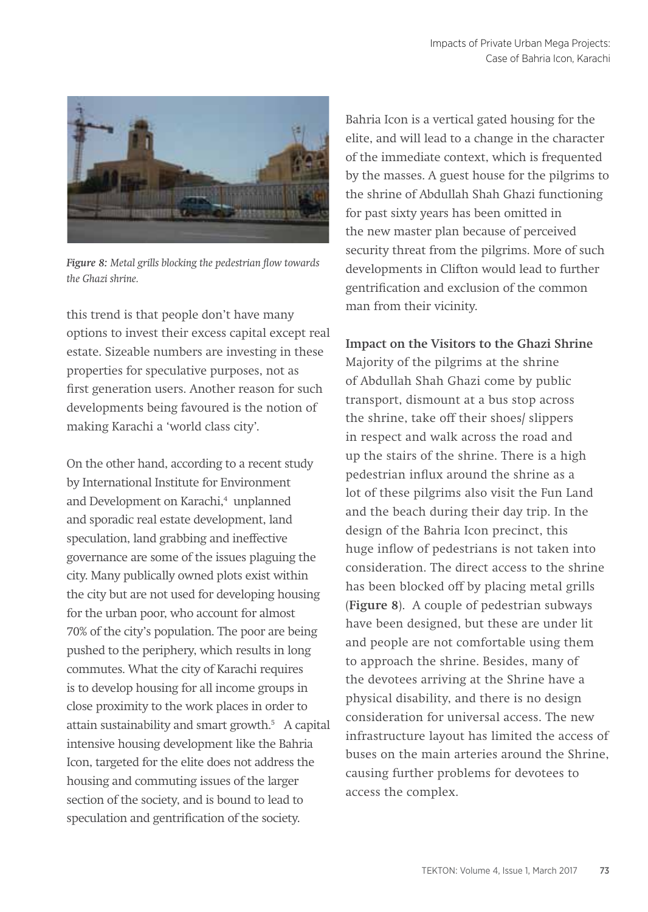*Figure 8: Metal grills blocking the pedestrian flow towards the Ghazi shrine.*

this trend is that people don't have many options to invest their excess capital except real estate. Sizeable numbers are investing in these properties for speculative purposes, not as first generation users. Another reason for such developments being favoured is the notion of making Karachi a 'world class city'.

On the other hand, according to a recent study by International Institute for Environment and Development on Karachi,[4] unplanned and sporadic real estate development, land speculation, land grabbing and ineffective governance are some of the issues plaguing the city. Many publically owned plots exist within the city but are not used for developing housing for the urban poor, who account for almost 70% of the city's population. The poor are being pushed to the periphery, which results in long commutes. What the city of Karachi requires is to develop housing for all income groups in close proximity to the work places in order to attain sustainability and smart growth.[5] A capital intensive housing development like the Bahria Icon, targeted for the elite does not address the housing and commuting issues of the larger section of the society, and is bound to lead to speculation and gentrification of the society.

Bahria Icon is a vertical gated housing for the elite, and will lead to a change in the character of the immediate context, which is frequented by the masses. A guest house for the pilgrims to the shrine of Abdullah Shah Ghazi functioning for past sixty years has been omitted in the new master plan because of perceived security threat from the pilgrims. More of such developments in Clifton would lead to further gentrification and exclusion of the common man from their vicinity.

**Impact on the Visitors to the Ghazi Shrine**

Majority of the pilgrims at the shrine of Abdullah Shah Ghazi come by public transport, dismount at a bus stop across the shrine, take off their shoes/ slippers in respect and walk across the road and up the stairs of the shrine. There is a high pedestrian influx around the shrine as a lot of these pilgrims also visit the Fun Land and the beach during their day trip. In the design of the Bahria Icon precinct, this huge inflow of pedestrians is not taken into consideration. The direct access to the shrine has been blocked off by placing metal grills (**Figure 8**). A couple of pedestrian subways have been designed, but these are under lit and people are not comfortable using them to approach the shrine. Besides, many of the devotees arriving at the Shrine have a physical disability, and there is no design consideration for universal access. The new infrastructure layout has limited the access of buses on the main arteries around the Shrine, causing further problems for devotees to access the complex.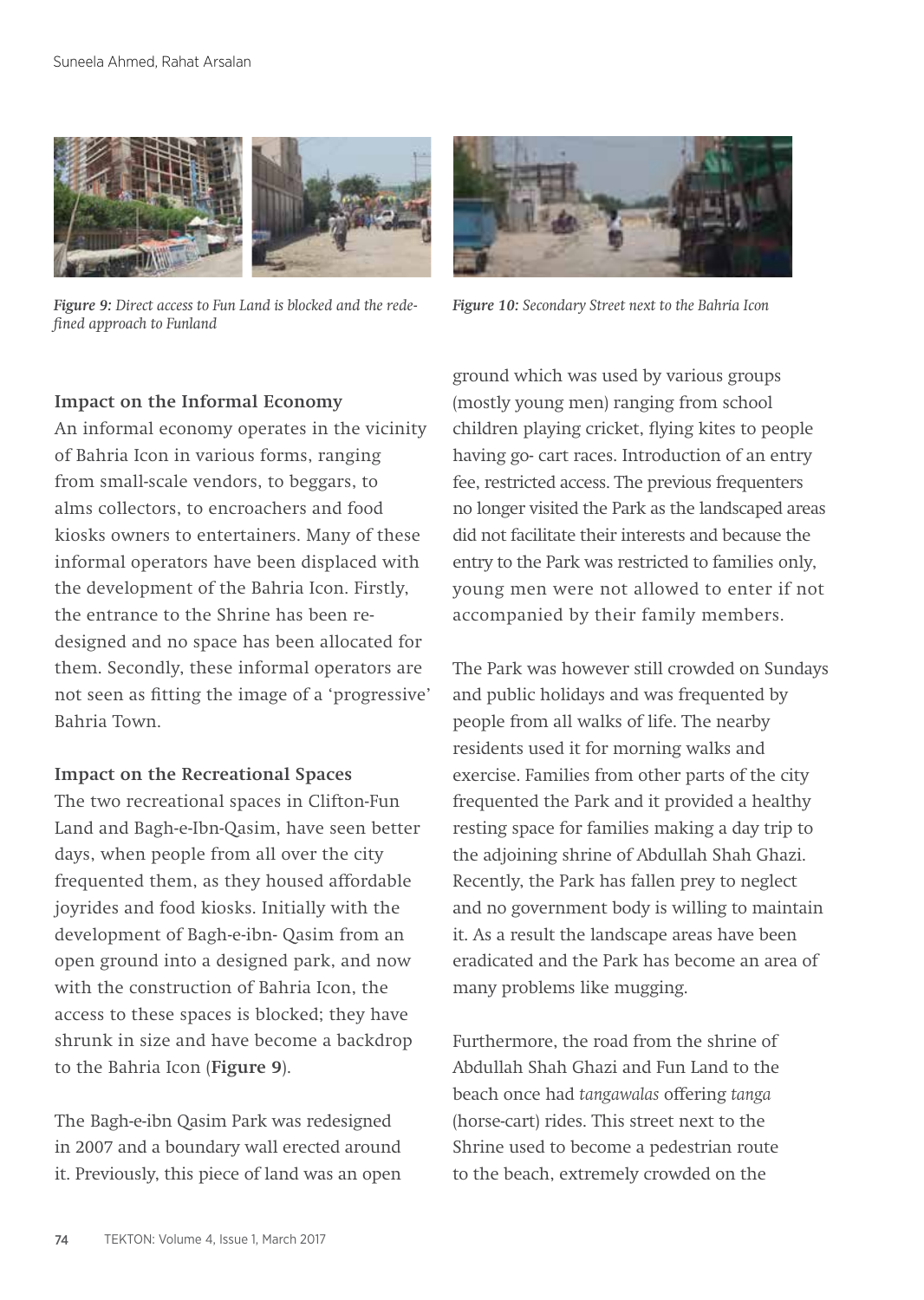*Figure 9: Direct access to Fun Land is blocked and the redefined approach to Funland*

*Figure 10: Secondary Street next to the Bahria Icon*

### Impact on the Informal Economy

An informal economy operates in the vicinity of Bahria Icon in various forms, ranging from small-scale vendors, to beggars, to alms collectors, to encroachers and food kiosks owners to entertainers. Many of these informal operators have been displaced with the development of the Bahria Icon. Firstly, the entrance to the Shrine has been redesigned and no space has been allocated for them. Secondly, these informal operators are not seen as fitting the image of a 'progressive' Bahria Town.

### Impact on the Recreational Spaces

The two recreational spaces in Clifton-Fun Land and Bagh-e-Ibn-Qasim, have seen better days, when people from all over the city frequented them, as they housed affordable joyrides and food kiosks. Initially with the development of Bagh-e-ibn- Qasim from an open ground into a designed park, and now with the construction of Bahria Icon, the access to these spaces is blocked; they have shrunk in size and have become a backdrop to the Bahria Icon (**Figure 9**).

The Bagh-e-ibn Qasim Park was redesigned in 2007 and a boundary wall erected around it. Previously, this piece of land was an open ground which was used by various groups (mostly young men) ranging from school children playing cricket, flying kites to people having go- cart races. Introduction of an entry fee, restricted access. The previous frequenters no longer visited the Park as the landscaped areas did not facilitate their interests and because the entry to the Park was restricted to families only, young men were not allowed to enter if not accompanied by their family members.

The Park was however still crowded on Sundays and public holidays and was frequented by people from all walks of life. The nearby residents used it for morning walks and exercise. Families from other parts of the city frequented the Park and it provided a healthy resting space for families making a day trip to the adjoining shrine of Abdullah Shah Ghazi. Recently, the Park has fallen prey to neglect and no government body is willing to maintain it. As a result the landscape areas have been eradicated and the Park has become an area of many problems like mugging.

Furthermore, the road from the shrine of Abdullah Shah Ghazi and Fun Land to the beach once had *tangawalas* offering *tanga* (horse-cart) rides. This street next to the Shrine used to become a pedestrian route to the beach, extremely crowded on the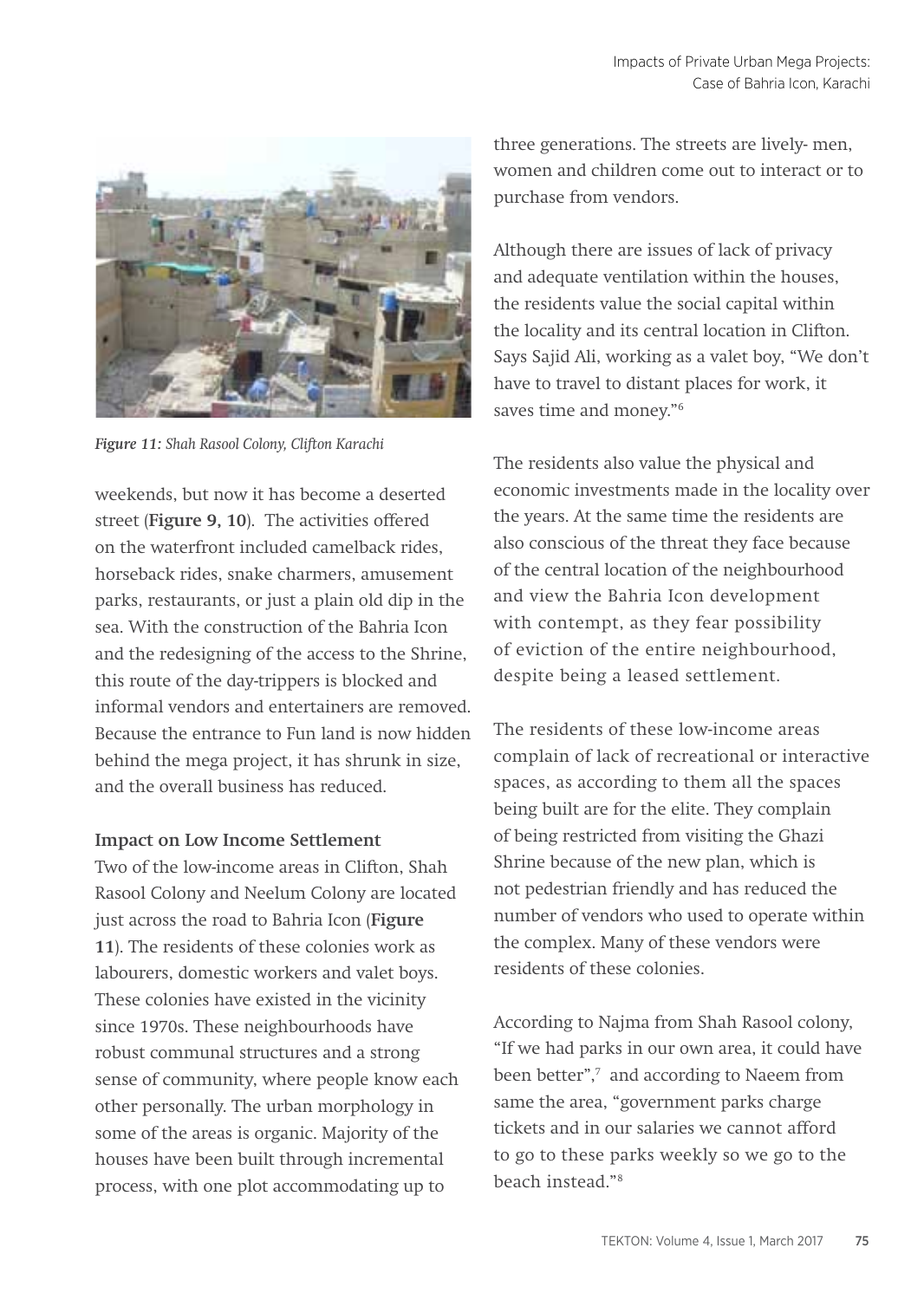*Figure 11: Shah Rasool Colony, Clifton Karachi*

weekends, but now it has become a deserted street (**Figure 9, 10**). The activities offered on the waterfront included camelback rides, horseback rides, snake charmers, amusement parks, restaurants, or just a plain old dip in the sea. With the construction of the Bahria Icon and the redesigning of the access to the Shrine, this route of the day-trippers is blocked and informal vendors and entertainers are removed. Because the entrance to Fun land is now hidden behind the mega project, it has shrunk in size, and the overall business has reduced.

**Impact on Low Income Settlement**

Two of the low-income areas in Clifton, Shah Rasool Colony and Neelum Colony are located just across the road to Bahria Icon (**Figure 11**). The residents of these colonies work as labourers, domestic workers and valet boys. These colonies have existed in the vicinity since 1970s. These neighbourhoods have robust communal structures and a strong sense of community, where people know each other personally. The urban morphology in some of the areas is organic. Majority of the houses have been built through incremental process, with one plot accommodating up to three generations. The streets are lively- men, women and children come out to interact or to purchase from vendors.

Although there are issues of lack of privacy and adequate ventilation within the houses, the residents value the social capital within the locality and its central location in Clifton. Says Sajid Ali, working as a valet boy, "We don't have to travel to distant places for work, it saves time and money."[6]

The residents also value the physical and economic investments made in the locality over the years. At the same time the residents are also conscious of the threat they face because of the central location of the neighbourhood and view the Bahria Icon development with contempt, as they fear possibility of eviction of the entire neighbourhood, despite being a leased settlement.

The residents of these low-income areas complain of lack of recreational or interactive spaces, as according to them all the spaces being built are for the elite. They complain of being restricted from visiting the Ghazi Shrine because of the new plan, which is not pedestrian friendly and has reduced the number of vendors who used to operate within the complex. Many of these vendors were residents of these colonies.

According to Najma from Shah Rasool colony, "If we had parks in our own area, it could have been better",[7] and according to Naeem from same the area, "government parks charge tickets and in our salaries we cannot afford to go to these parks weekly so we go to the beach instead."[8]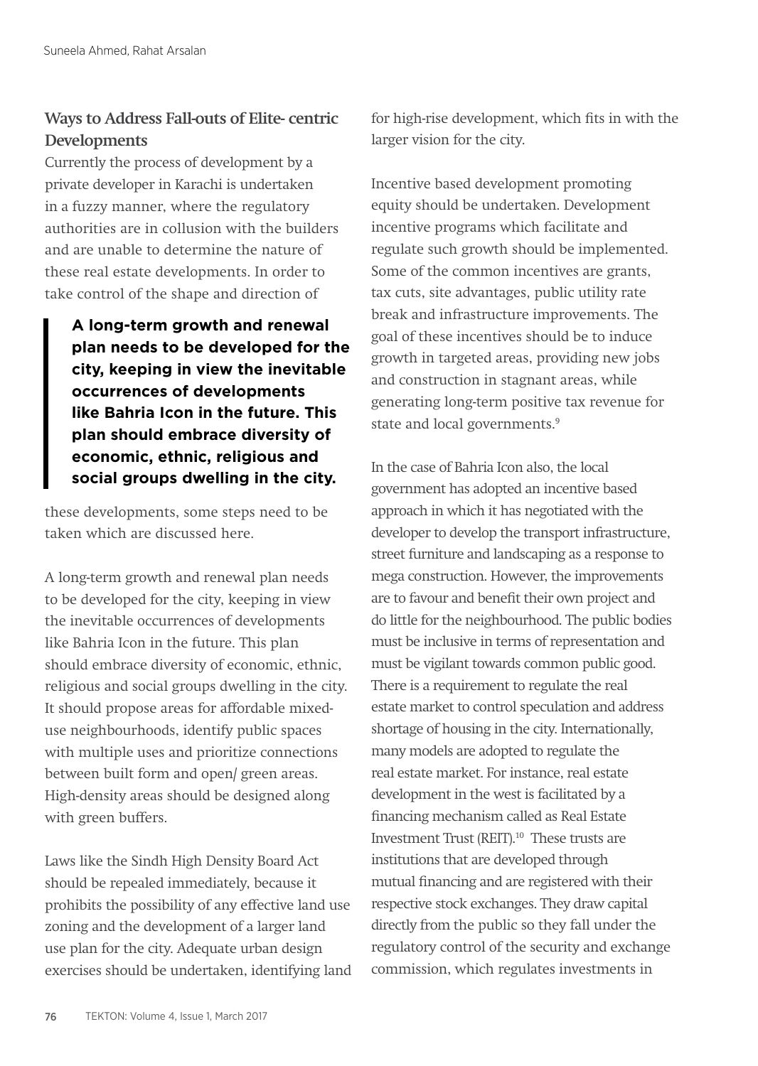## Ways to Address Fall-outs of Elite- centric Developments

Currently the process of development by a private developer in Karachi is undertaken in a fuzzy manner, where the regulatory authorities are in collusion with the builders and are unable to determine the nature of these real estate developments. In order to take control of the shape and direction of these developments, some steps need to be taken which are discussed here.

> **A long-term growth and renewal plan needs to be developed for the city, keeping in view the inevitable occurrences of developments like Bahria Icon in the future. This plan should embrace diversity of economic, ethnic, religious and social groups dwelling in the city.**

A long-term growth and renewal plan needs to be developed for the city, keeping in view the inevitable occurrences of developments like Bahria Icon in the future. This plan should embrace diversity of economic, ethnic, religious and social groups dwelling in the city. It should propose areas for affordable mixed-use neighbourhoods, identify public spaces with multiple uses and prioritize connections between built form and open/ green areas. High-density areas should be designed along with green buffers.

Laws like the Sindh High Density Board Act should be repealed immediately, because it prohibits the possibility of any effective land use zoning and the development of a larger land use plan for the city. Adequate urban design exercises should be undertaken, identifying land for high-rise development, which fits in with the larger vision for the city.

Incentive based development promoting equity should be undertaken. Development incentive programs which facilitate and regulate such growth should be implemented. Some of the common incentives are grants, tax cuts, site advantages, public utility rate break and infrastructure improvements. The goal of these incentives should be to induce growth in targeted areas, providing new jobs and construction in stagnant areas, while generating long-term positive tax revenue for state and local governments.[9]

In the case of Bahria Icon also, the local government has adopted an incentive based approach in which it has negotiated with the developer to develop the transport infrastructure, street furniture and landscaping as a response to mega construction. However, the improvements are to favour and benefit their own project and do little for the neighbourhood. The public bodies must be inclusive in terms of representation and must be vigilant towards common public good. There is a requirement to regulate the real estate market to control speculation and address shortage of housing in the city. Internationally, many models are adopted to regulate the real estate market. For instance, real estate development in the west is facilitated by a financing mechanism called as Real Estate Investment Trust (REIT).[10] These trusts are institutions that are developed through mutual financing and are registered with their respective stock exchanges. They draw capital directly from the public so they fall under the regulatory control of the security and exchange commission, which regulates investments in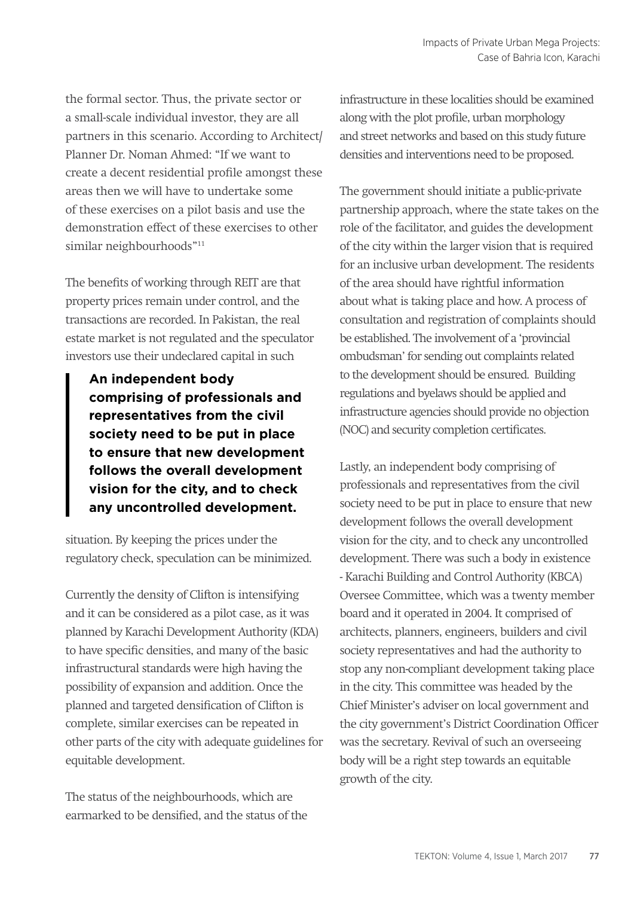the formal sector. Thus, the private sector or a small-scale individual investor, they are all partners in this scenario. According to Architect/ Planner Dr. Noman Ahmed: "If we want to create a decent residential profile amongst these areas then we will have to undertake some of these exercises on a pilot basis and use the demonstration effect of these exercises to other similar neighbourhoods"[11]

The benefits of working through REIT are that property prices remain under control, and the transactions are recorded. In Pakistan, the real estate market is not regulated and the speculator investors use their undeclared capital in such situation. By keeping the prices under the regulatory check, speculation can be minimized.

> **An independent body comprising of professionals and representatives from the civil society need to be put in place to ensure that new development follows the overall development vision for the city, and to check any uncontrolled development.**

Currently the density of Clifton is intensifying and it can be considered as a pilot case, as it was planned by Karachi Development Authority (KDA) to have specific densities, and many of the basic infrastructural standards were high having the possibility of expansion and addition. Once the planned and targeted densification of Clifton is complete, similar exercises can be repeated in other parts of the city with adequate guidelines for equitable development.

The status of the neighbourhoods, which are earmarked to be densified, and the status of the infrastructure in these localities should be examined along with the plot profile, urban morphology and street networks and based on this study future densities and interventions need to be proposed.

The government should initiate a public-private partnership approach, where the state takes on the role of the facilitator, and guides the development of the city within the larger vision that is required for an inclusive urban development. The residents of the area should have rightful information about what is taking place and how. A process of consultation and registration of complaints should be established. The involvement of a 'provincial ombudsman' for sending out complaints related to the development should be ensured. Building regulations and byelaws should be applied and infrastructure agencies should provide no objection (NOC) and security completion certificates.

Lastly, an independent body comprising of professionals and representatives from the civil society need to be put in place to ensure that new development follows the overall development vision for the city, and to check any uncontrolled development. There was such a body in existence - Karachi Building and Control Authority (KBCA) Oversee Committee, which was a twenty member board and it operated in 2004. It comprised of architects, planners, engineers, builders and civil society representatives and had the authority to stop any non-compliant development taking place in the city. This committee was headed by the Chief Minister's adviser on local government and the city government's District Coordination Officer was the secretary. Revival of such an overseeing body will be a right step towards an equitable growth of the city.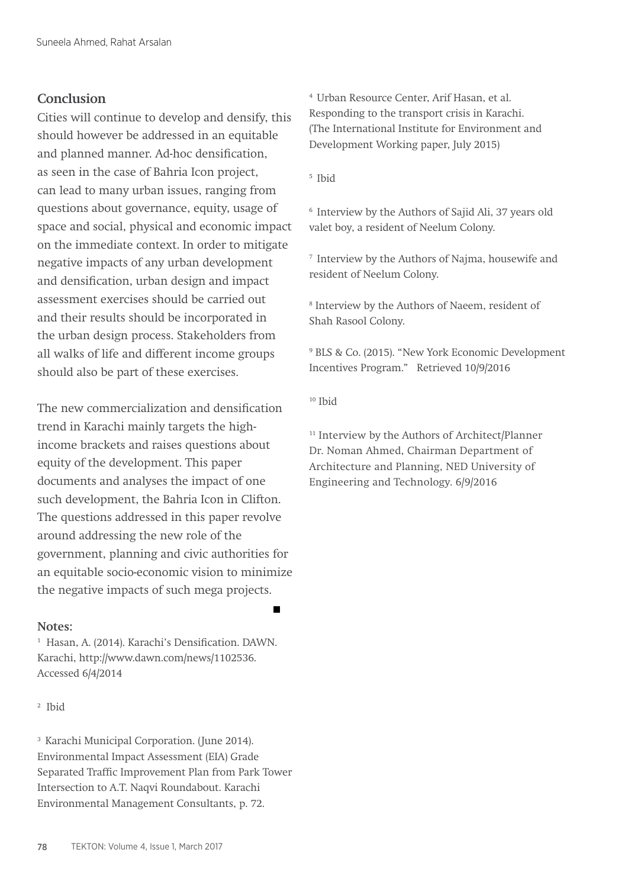## Conclusion

Cities will continue to develop and densify, this should however be addressed in an equitable and planned manner. Ad-hoc densification, as seen in the case of Bahria Icon project, can lead to many urban issues, ranging from questions about governance, equity, usage of space and social, physical and economic impact on the immediate context. In order to mitigate negative impacts of any urban development and densification, urban design and impact assessment exercises should be carried out and their results should be incorporated in the urban design process. Stakeholders from all walks of life and different income groups should also be part of these exercises.

The new commercialization and densification trend in Karachi mainly targets the high-income brackets and raises questions about equity of the development. This paper documents and analyses the impact of one such development, the Bahria Icon in Clifton. The questions addressed in this paper revolve around addressing the new role of the government, planning and civic authorities for an equitable socio-economic vision to minimize the negative impacts of such mega projects.

### Notes:

[1] Hasan, A. (2014). Karachi's Densification. DAWN. Karachi, http://www.dawn.com/news/1102536. Accessed 6/4/2014

[2] Ibid

[3] Karachi Municipal Corporation. (June 2014). Environmental Impact Assessment (EIA) Grade Separated Traffic Improvement Plan from Park Tower Intersection to A.T. Naqvi Roundabout. Karachi Environmental Management Consultants, p. 72.

[4] Urban Resource Center, Arif Hasan, et al. Responding to the transport crisis in Karachi. (The International Institute for Environment and Development Working paper, July 2015)

[5] Ibid

[6] Interview by the Authors of Sajid Ali, 37 years old valet boy, a resident of Neelum Colony.

[7] Interview by the Authors of Najma, housewife and resident of Neelum Colony.

[8] Interview by the Authors of Naeem, resident of Shah Rasool Colony.

[9] BLS & Co. (2015). "New York Economic Development Incentives Program." Retrieved 10/9/2016

[10] Ibid

[11] Interview by the Authors of Architect/Planner Dr. Noman Ahmed, Chairman Department of Architecture and Planning, NED University of Engineering and Technology. 6/9/2016